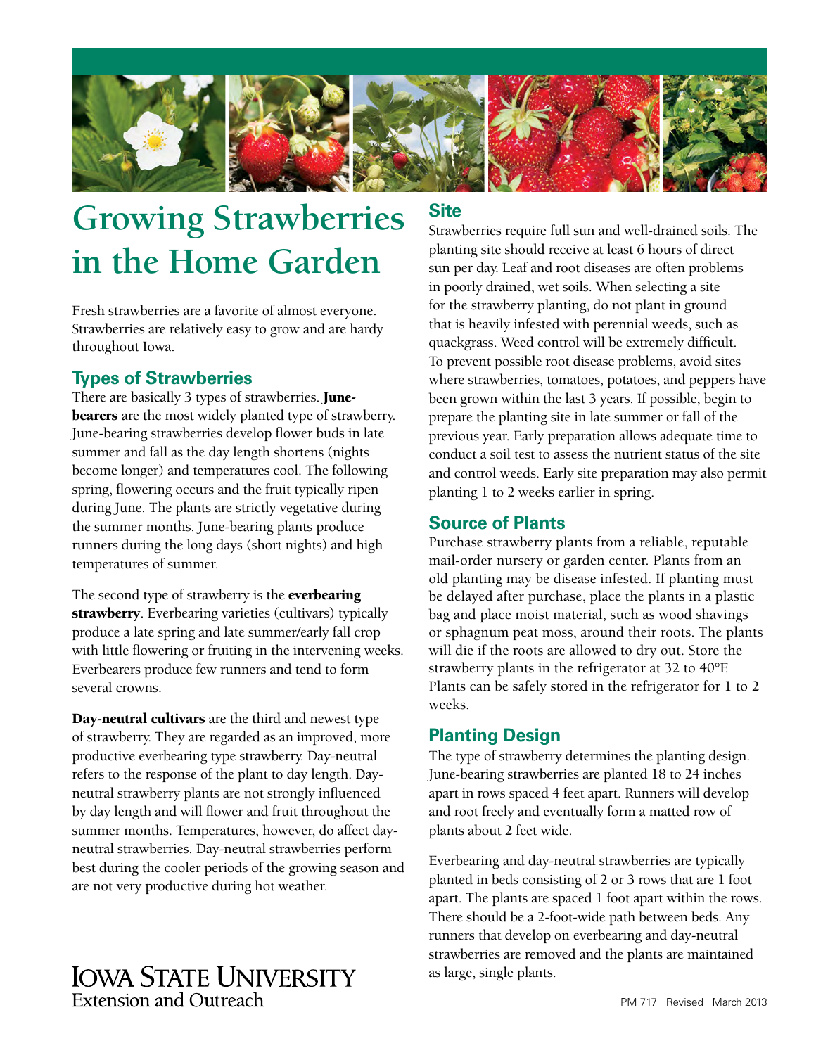# Growing Strawberries in the Home Garden

Fresh strawberries are a favorite of almost everyone. Strawberries are relatively easy to grow and are hardy throughout Iowa.

## Types of Strawberries

There are basically 3 types of strawberries. **June-bearers** are the most widely planted type of strawberry. June-bearing strawberries develop flower buds in late summer and fall as the day length shortens (nights become longer) and temperatures cool. The following spring, flowering occurs and the fruit typically ripen during June. The plants are strictly vegetative during the summer months. June-bearing plants produce runners during the long days (short nights) and high temperatures of summer.

The second type of strawberry is the **everbearing strawberry**. Everbearing varieties (cultivars) typically produce a late spring and late summer/early fall crop with little flowering or fruiting in the intervening weeks. Everbearers produce few runners and tend to form several crowns.

**Day-neutral cultivars** are the third and newest type of strawberry. They are regarded as an improved, more productive everbearing type strawberry. Day-neutral refers to the response of the plant to day length. Day-neutral strawberry plants are not strongly influenced by day length and will flower and fruit throughout the summer months. Temperatures, however, do affect day-neutral strawberries. Day-neutral strawberries perform best during the cooler periods of the growing season and are not very productive during hot weather.

## Site

Strawberries require full sun and well-drained soils. The planting site should receive at least 6 hours of direct sun per day. Leaf and root diseases are often problems in poorly drained, wet soils. When selecting a site for the strawberry planting, do not plant in ground that is heavily infested with perennial weeds, such as quackgrass. Weed control will be extremely difficult. To prevent possible root disease problems, avoid sites where strawberries, tomatoes, potatoes, and peppers have been grown within the last 3 years. If possible, begin to prepare the planting site in late summer or fall of the previous year. Early preparation allows adequate time to conduct a soil test to assess the nutrient status of the site and control weeds. Early site preparation may also permit planting 1 to 2 weeks earlier in spring.

## Source of Plants

Purchase strawberry plants from a reliable, reputable mail-order nursery or garden center. Plants from an old planting may be disease infested. If planting must be delayed after purchase, place the plants in a plastic bag and place moist material, such as wood shavings or sphagnum peat moss, around their roots. The plants will die if the roots are allowed to dry out. Store the strawberry plants in the refrigerator at 32 to 40°F. Plants can be safely stored in the refrigerator for 1 to 2 weeks.

## Planting Design

The type of strawberry determines the planting design. June-bearing strawberries are planted 18 to 24 inches apart in rows spaced 4 feet apart. Runners will develop and root freely and eventually form a matted row of plants about 2 feet wide.

Everbearing and day-neutral strawberries are typically planted in beds consisting of 2 or 3 rows that are 1 foot apart. The plants are spaced 1 foot apart within the rows. There should be a 2-foot-wide path between beds. Any runners that develop on everbearing and day-neutral strawberries are removed and the plants are maintained as large, single plants.

Iowa State University Extension and Outreach

PM 717 Revised March 2013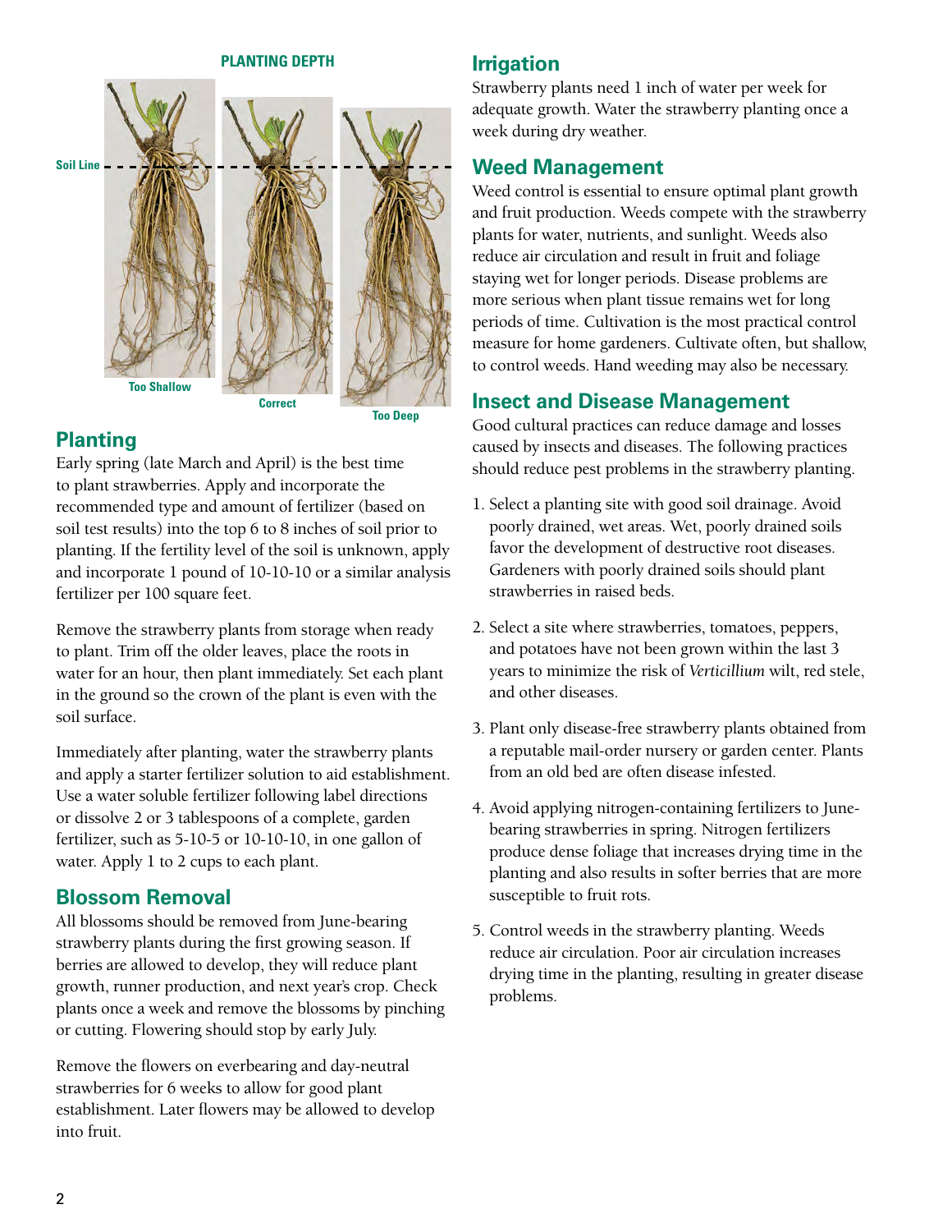**PLANTING DEPTH**

Soil Line

Too Shallow

Correct

Too Deep

## Planting

Early spring (late March and April) is the best time to plant strawberries. Apply and incorporate the recommended type and amount of fertilizer (based on soil test results) into the top 6 to 8 inches of soil prior to planting. If the fertility level of the soil is unknown, apply and incorporate 1 pound of 10-10-10 or a similar analysis fertilizer per 100 square feet.

Remove the strawberry plants from storage when ready to plant. Trim off the older leaves, place the roots in water for an hour, then plant immediately. Set each plant in the ground so the crown of the plant is even with the soil surface.

Immediately after planting, water the strawberry plants and apply a starter fertilizer solution to aid establishment. Use a water soluble fertilizer following label directions or dissolve 2 or 3 tablespoons of a complete, garden fertilizer, such as 5-10-5 or 10-10-10, in one gallon of water. Apply 1 to 2 cups to each plant.

## Blossom Removal

All blossoms should be removed from June-bearing strawberry plants during the first growing season. If berries are allowed to develop, they will reduce plant growth, runner production, and next year's crop. Check plants once a week and remove the blossoms by pinching or cutting. Flowering should stop by early July.

Remove the flowers on everbearing and day-neutral strawberries for 6 weeks to allow for good plant establishment. Later flowers may be allowed to develop into fruit.

## Irrigation

Strawberry plants need 1 inch of water per week for adequate growth. Water the strawberry planting once a week during dry weather.

## Weed Management

Weed control is essential to ensure optimal plant growth and fruit production. Weeds compete with the strawberry plants for water, nutrients, and sunlight. Weeds also reduce air circulation and result in fruit and foliage staying wet for longer periods. Disease problems are more serious when plant tissue remains wet for long periods of time. Cultivation is the most practical control measure for home gardeners. Cultivate often, but shallow, to control weeds. Hand weeding may also be necessary.

## Insect and Disease Management

Good cultural practices can reduce damage and losses caused by insects and diseases. The following practices should reduce pest problems in the strawberry planting.

1. Select a planting site with good soil drainage. Avoid poorly drained, wet areas. Wet, poorly drained soils favor the development of destructive root diseases. Gardeners with poorly drained soils should plant strawberries in raised beds.

2. Select a site where strawberries, tomatoes, peppers, and potatoes have not been grown within the last 3 years to minimize the risk of *Verticillium* wilt, red stele, and other diseases.

3. Plant only disease-free strawberry plants obtained from a reputable mail-order nursery or garden center. Plants from an old bed are often disease infested.

4. Avoid applying nitrogen-containing fertilizers to June-bearing strawberries in spring. Nitrogen fertilizers produce dense foliage that increases drying time in the planting and also results in softer berries that are more susceptible to fruit rots.

5. Control weeds in the strawberry planting. Weeds reduce air circulation. Poor air circulation increases drying time in the planting, resulting in greater disease problems.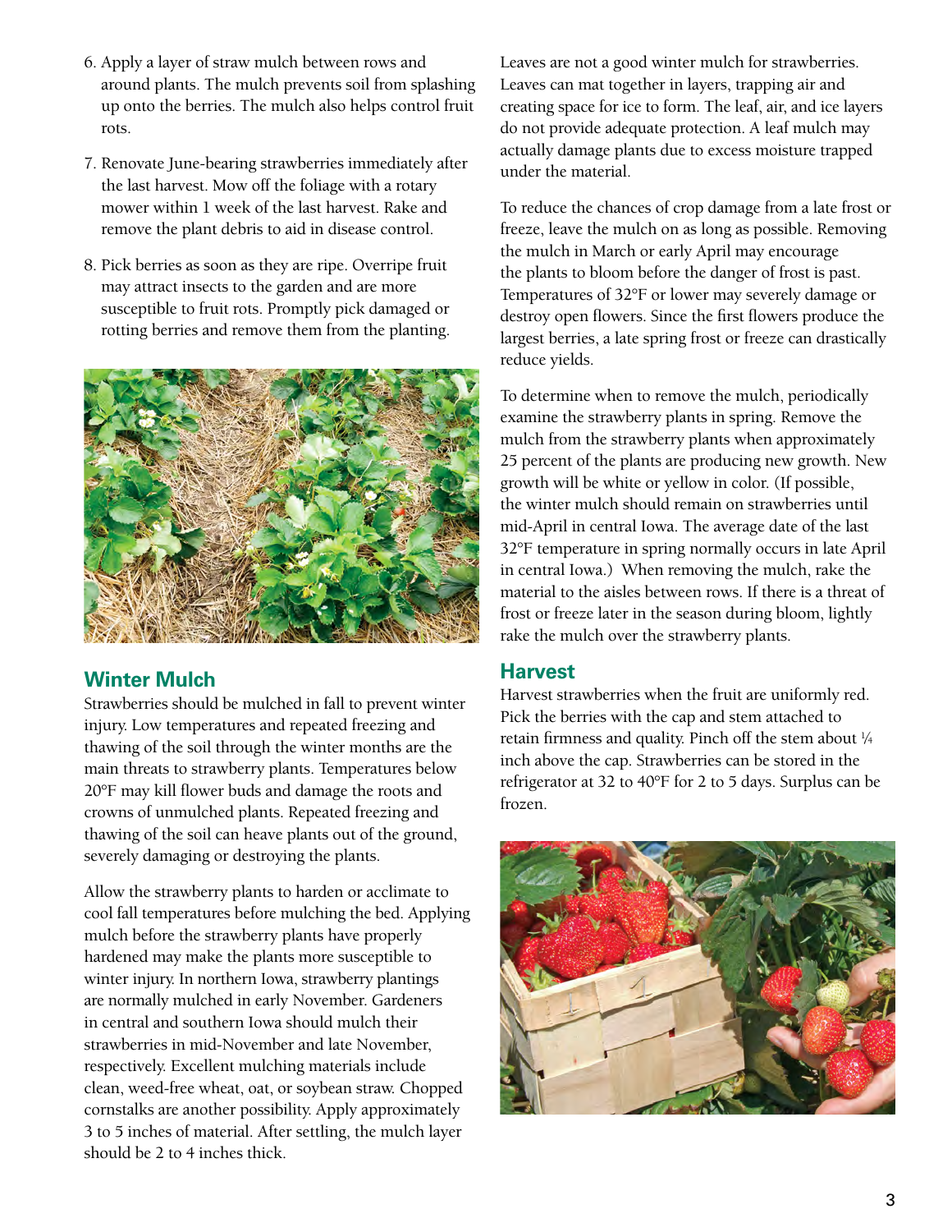6. Apply a layer of straw mulch between rows and around plants. The mulch prevents soil from splashing up onto the berries. The mulch also helps control fruit rots.

7. Renovate June-bearing strawberries immediately after the last harvest. Mow off the foliage with a rotary mower within 1 week of the last harvest. Rake and remove the plant debris to aid in disease control.

8. Pick berries as soon as they are ripe. Overripe fruit may attract insects to the garden and are more susceptible to fruit rots. Promptly pick damaged or rotting berries and remove them from the planting.

## Winter Mulch

Strawberries should be mulched in fall to prevent winter injury. Low temperatures and repeated freezing and thawing of the soil through the winter months are the main threats to strawberry plants. Temperatures below 20°F may kill flower buds and damage the roots and crowns of unmulched plants. Repeated freezing and thawing of the soil can heave plants out of the ground, severely damaging or destroying the plants.

Allow the strawberry plants to harden or acclimate to cool fall temperatures before mulching the bed. Applying mulch before the strawberry plants have properly hardened may make the plants more susceptible to winter injury. In northern Iowa, strawberry plantings are normally mulched in early November. Gardeners in central and southern Iowa should mulch their strawberries in mid-November and late November, respectively. Excellent mulching materials include clean, weed-free wheat, oat, or soybean straw. Chopped cornstalks are another possibility. Apply approximately 3 to 5 inches of material. After settling, the mulch layer should be 2 to 4 inches thick.

Leaves are not a good winter mulch for strawberries. Leaves can mat together in layers, trapping air and creating space for ice to form. The leaf, air, and ice layers do not provide adequate protection. A leaf mulch may actually damage plants due to excess moisture trapped under the material.

To reduce the chances of crop damage from a late frost or freeze, leave the mulch on as long as possible. Removing the mulch in March or early April may encourage the plants to bloom before the danger of frost is past. Temperatures of 32°F or lower may severely damage or destroy open flowers. Since the first flowers produce the largest berries, a late spring frost or freeze can drastically reduce yields.

To determine when to remove the mulch, periodically examine the strawberry plants in spring. Remove the mulch from the strawberry plants when approximately 25 percent of the plants are producing new growth. New growth will be white or yellow in color. (If possible, the winter mulch should remain on strawberries until mid-April in central Iowa. The average date of the last 32°F temperature in spring normally occurs in late April in central Iowa.) When removing the mulch, rake the material to the aisles between rows. If there is a threat of frost or freeze later in the season during bloom, lightly rake the mulch over the strawberry plants.

## Harvest

Harvest strawberries when the fruit are uniformly red. Pick the berries with the cap and stem attached to retain firmness and quality. Pinch off the stem about ¼ inch above the cap. Strawberries can be stored in the refrigerator at 32 to 40°F for 2 to 5 days. Surplus can be frozen.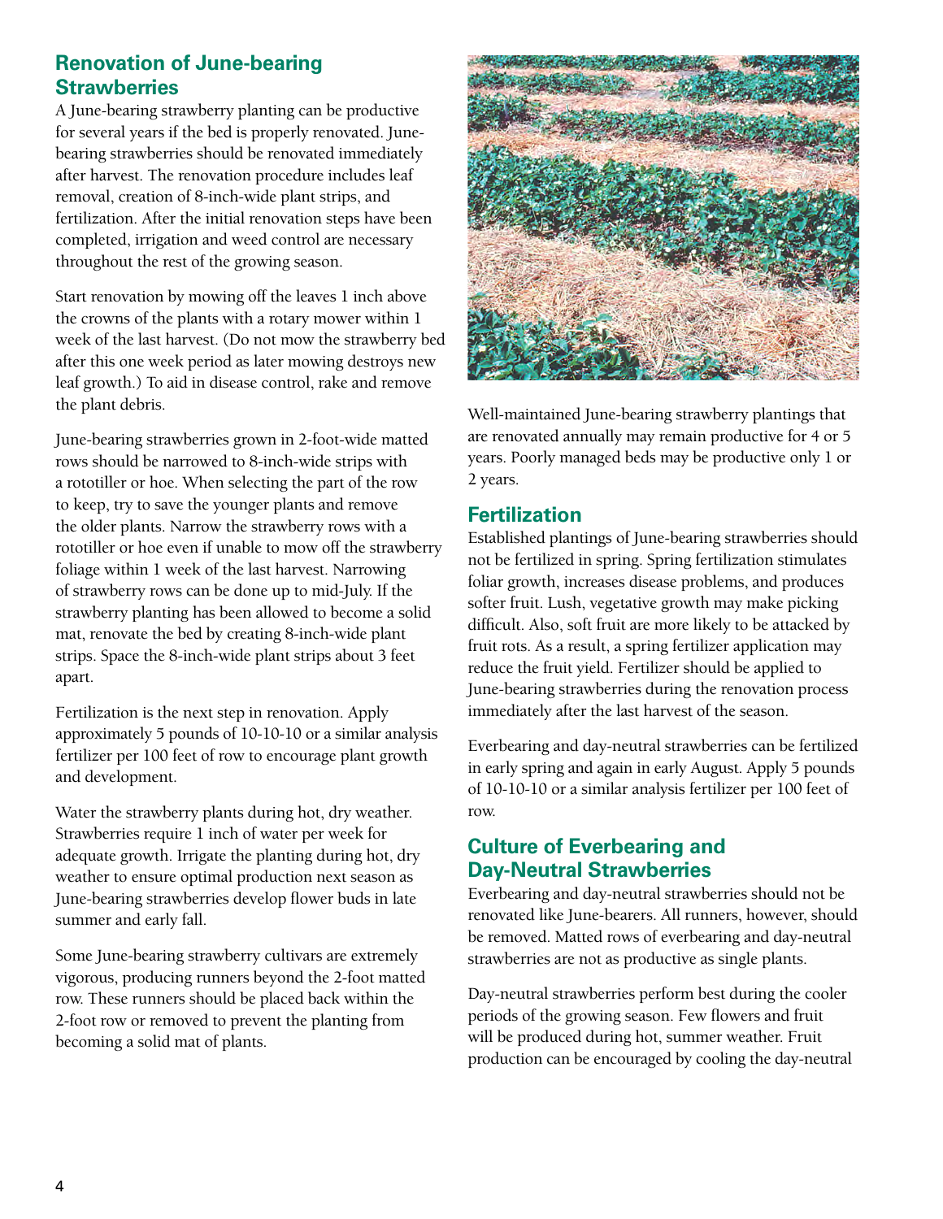## Renovation of June-bearing Strawberries

A June-bearing strawberry planting can be productive for several years if the bed is properly renovated. June-bearing strawberries should be renovated immediately after harvest. The renovation procedure includes leaf removal, creation of 8-inch-wide plant strips, and fertilization. After the initial renovation steps have been completed, irrigation and weed control are necessary throughout the rest of the growing season.

Start renovation by mowing off the leaves 1 inch above the crowns of the plants with a rotary mower within 1 week of the last harvest. (Do not mow the strawberry bed after this one week period as later mowing destroys new leaf growth.) To aid in disease control, rake and remove the plant debris.

June-bearing strawberries grown in 2-foot-wide matted rows should be narrowed to 8-inch-wide strips with a rototiller or hoe. When selecting the part of the row to keep, try to save the younger plants and remove the older plants. Narrow the strawberry rows with a rototiller or hoe even if unable to mow off the strawberry foliage within 1 week of the last harvest. Narrowing of strawberry rows can be done up to mid-July. If the strawberry planting has been allowed to become a solid mat, renovate the bed by creating 8-inch-wide plant strips. Space the 8-inch-wide plant strips about 3 feet apart.

Fertilization is the next step in renovation. Apply approximately 5 pounds of 10-10-10 or a similar analysis fertilizer per 100 feet of row to encourage plant growth and development.

Water the strawberry plants during hot, dry weather. Strawberries require 1 inch of water per week for adequate growth. Irrigate the planting during hot, dry weather to ensure optimal production next season as June-bearing strawberries develop flower buds in late summer and early fall.

Some June-bearing strawberry cultivars are extremely vigorous, producing runners beyond the 2-foot matted row. These runners should be placed back within the 2-foot row or removed to prevent the planting from becoming a solid mat of plants.

Well-maintained June-bearing strawberry plantings that are renovated annually may remain productive for 4 or 5 years. Poorly managed beds may be productive only 1 or 2 years.

## Fertilization

Established plantings of June-bearing strawberries should not be fertilized in spring. Spring fertilization stimulates foliar growth, increases disease problems, and produces softer fruit. Lush, vegetative growth may make picking difficult. Also, soft fruit are more likely to be attacked by fruit rots. As a result, a spring fertilizer application may reduce the fruit yield. Fertilizer should be applied to June-bearing strawberries during the renovation process immediately after the last harvest of the season.

Everbearing and day-neutral strawberries can be fertilized in early spring and again in early August. Apply 5 pounds of 10-10-10 or a similar analysis fertilizer per 100 feet of row.

## Culture of Everbearing and Day-Neutral Strawberries

Everbearing and day-neutral strawberries should not be renovated like June-bearers. All runners, however, should be removed. Matted rows of everbearing and day-neutral strawberries are not as productive as single plants.

Day-neutral strawberries perform best during the cooler periods of the growing season. Few flowers and fruit will be produced during hot, summer weather. Fruit production can be encouraged by cooling the day-neutral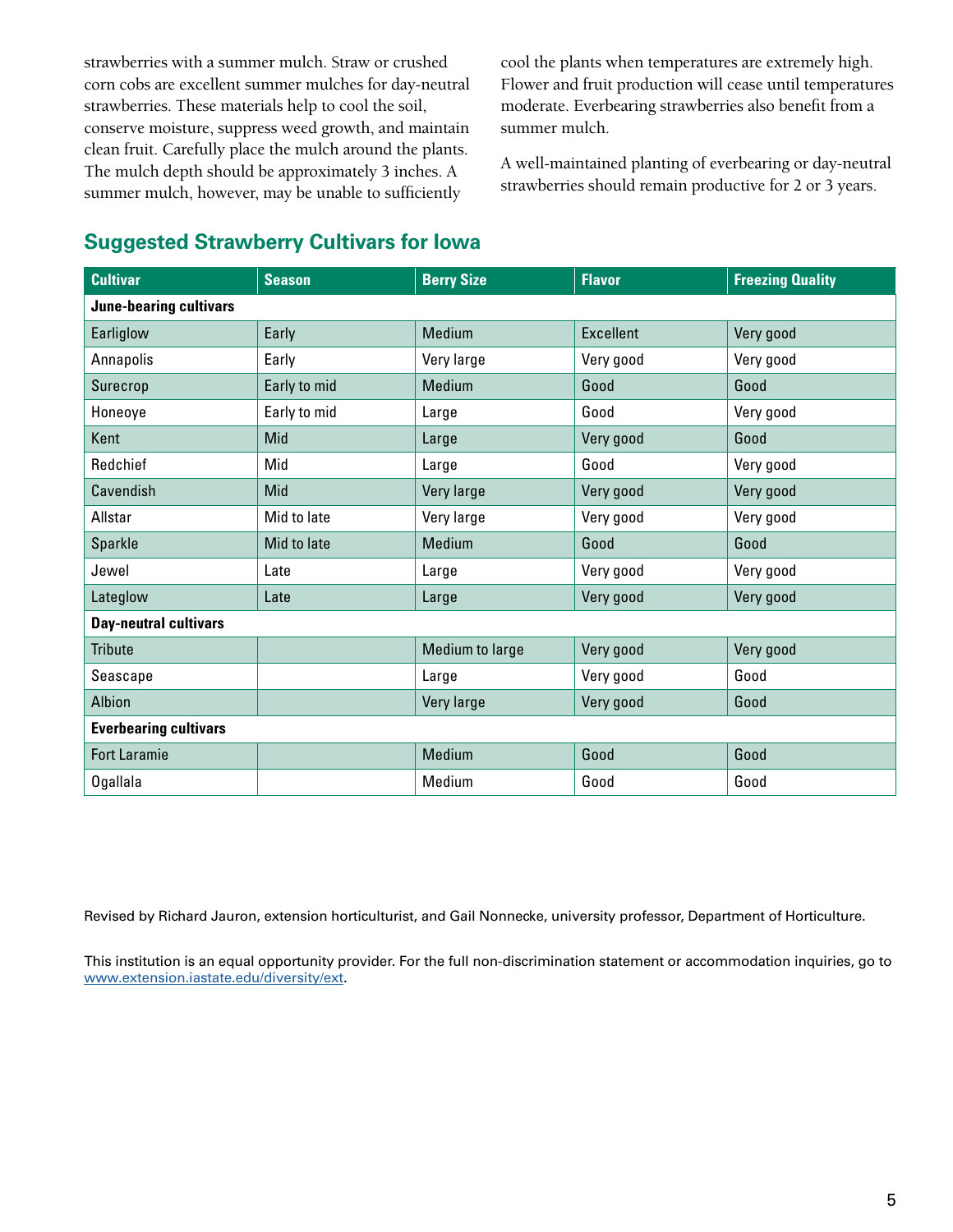strawberries with a summer mulch. Straw or crushed corn cobs are excellent summer mulches for day-neutral strawberries. These materials help to cool the soil, conserve moisture, suppress weed growth, and maintain clean fruit. Carefully place the mulch around the plants. The mulch depth should be approximately 3 inches. A summer mulch, however, may be unable to sufficiently cool the plants when temperatures are extremely high. Flower and fruit production will cease until temperatures moderate. Everbearing strawberries also benefit from a summer mulch.

A well-maintained planting of everbearing or day-neutral strawberries should remain productive for 2 or 3 years.

## Suggested Strawberry Cultivars for Iowa

| Cultivar | Season | Berry Size | Flavor | Freezing Quality |
|---|---|---|---|---|
| **June-bearing cultivars** | | | | |
| Earliglow | Early | Medium | Excellent | Very good |
| Annapolis | Early | Very large | Very good | Very good |
| Surecrop | Early to mid | Medium | Good | Good |
| Honeoye | Early to mid | Large | Good | Very good |
| Kent | Mid | Large | Very good | Good |
| Redchief | Mid | Large | Good | Very good |
| Cavendish | Mid | Very large | Very good | Very good |
| Allstar | Mid to late | Very large | Very good | Very good |
| Sparkle | Mid to late | Medium | Good | Good |
| Jewel | Late | Large | Very good | Very good |
| Lateglow | Late | Large | Very good | Very good |
| **Day-neutral cultivars** | | | | |
| Tribute | | Medium to large | Very good | Very good |
| Seascape | | Large | Very good | Good |
| Albion | | Very large | Very good | Good |
| **Everbearing cultivars** | | | | |
| Fort Laramie | | Medium | Good | Good |
| Ogallala | | Medium | Good | Good |

Revised by Richard Jauron, extension horticulturist, and Gail Nonnecke, university professor, Department of Horticulture.

This institution is an equal opportunity provider. For the full non-discrimination statement or accommodation inquiries, go to www.extension.iastate.edu/diversity/ext.